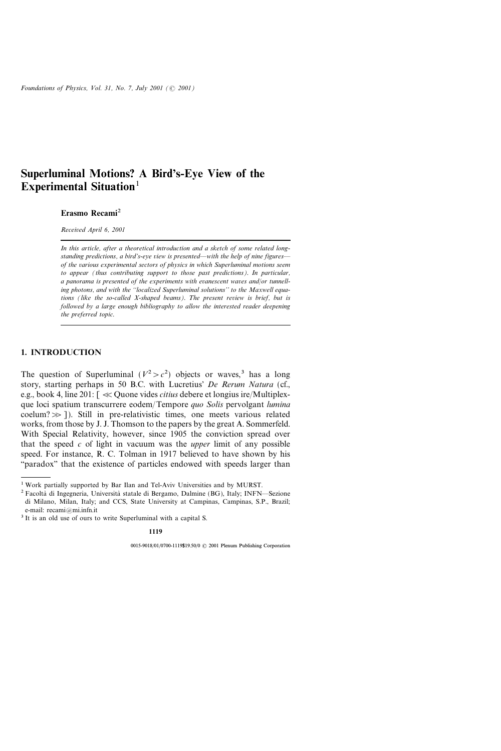# Superluminal Motions? A Bird's-Eye View of the Experimental Situation[1]

**Erasmo Recami**[2]

*Received April 6, 2001*

---

*In this article, after a theoretical introduction and a sketch of some related long-standing predictions, a bird's-eye view is presented—with the help of nine figures—of the various experimental sectors of physics in which Superluminal motions seem to appear (thus contributing support to those past predictions). In particular, a panorama is presented of the experiments with evanescent waves and/or tunnelling photons, and with the "localized Superluminal solutions" to the Maxwell equations (like the so-called X-shaped beams). The present review is brief, but is followed by a large enough bibliography to allow the interested reader deepening the preferred topic.*

---

## 1. INTRODUCTION

The question of Superluminal ($V^2 > c^2$) objects or waves,[3] has a long story, starting perhaps in 50 B.C. with Lucretius' *De Rerum Natura* (cf., e.g., book 4, line 201: [ ≪ Quone vides *citius* debere et longius ire/Multiplexque loci spatium transcurrere eodem/Tempore *quo Solis* pervolgant *lumina* coelum? ≫ ]). Still in pre-relativistic times, one meets various related works, from those by J. J. Thomson to the papers by the great A. Sommerfeld. With Special Relativity, however, since 1905 the conviction spread over that the speed $c$ of light in vacuum was the *upper* limit of any possible speed. For instance, R. C. Tolman in 1917 believed to have shown by his "paradox" that the existence of particles endowed with speeds larger than

---

[1] Work partially supported by Bar Ilan and Tel-Aviv Universities and by MURST.

[2] Facoltà di Ingegneria, Università statale di Bergamo, Dalmine (BG), Italy; INFN—Sezione di Milano, Milan, Italy; and CCS, State University at Campinas, Campinas, S.P., Brazil; e-mail: recami@mi.infn.it

[3] It is an old use of ours to write Superluminal with a capital S.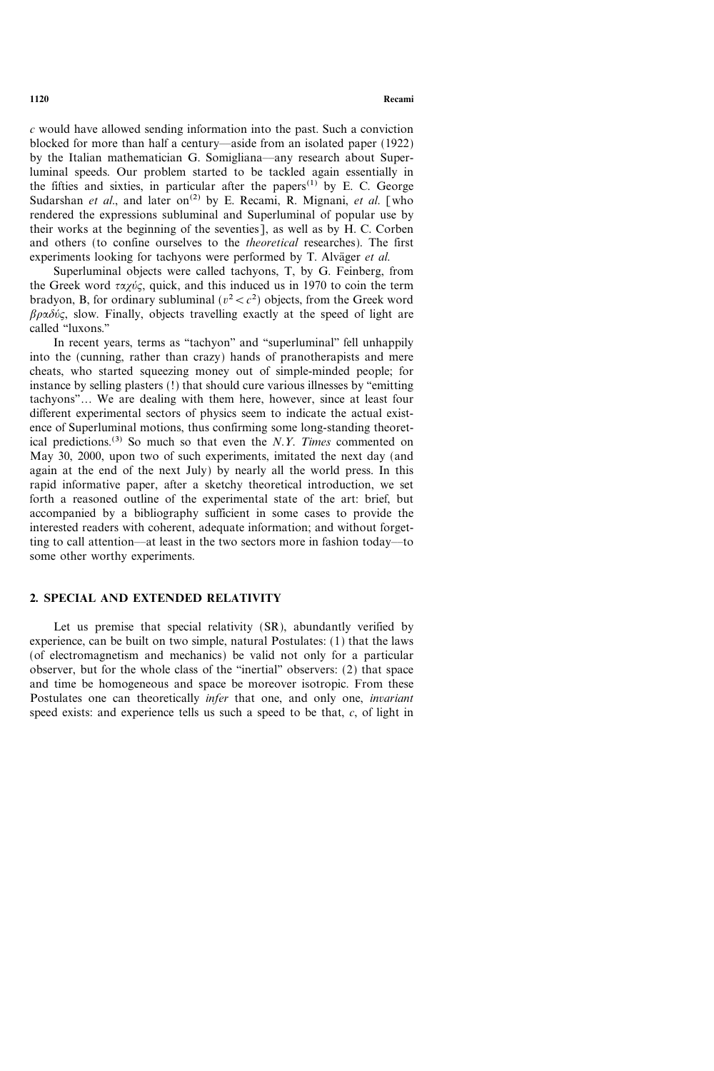$c$ would have allowed sending information into the past. Such a conviction blocked for more than half a century—aside from an isolated paper (1922) by the Italian mathematician G. Somigliana—any research about Superluminal speeds. Our problem started to be tackled again essentially in the fifties and sixties, in particular after the papers[1] by E. C. George Sudarshan *et al.*, and later on[2] by E. Recami, R. Mignani, *et al.* [who rendered the expressions subluminal and Superluminal of popular use by their works at the beginning of the seventies], as well as by H. C. Corben and others (to confine ourselves to the *theoretical* researches). The first experiments looking for tachyons were performed by T. Alväger *et al.*

Superluminal objects were called tachyons, T, by G. Feinberg, from the Greek word ταχύς, quick, and this induced us in 1970 to coin the term bradyon, B, for ordinary subluminal ($v^2 < c^2$) objects, from the Greek word βραδύς, slow. Finally, objects travelling exactly at the speed of light are called "luxons."

In recent years, terms as "tachyon" and "superluminal" fell unhappily into the (cunning, rather than crazy) hands of pranotherapists and mere cheats, who started squeezing money out of simple-minded people; for instance by selling plasters (!) that should cure various illnesses by "emitting tachyons"... We are dealing with them here, however, since at least four different experimental sectors of physics seem to indicate the actual existence of Superluminal motions, thus confirming some long-standing theoretical predictions.[3] So much so that even the *N.Y. Times* commented on May 30, 2000, upon two of such experiments, imitated the next day (and again at the end of the next July) by nearly all the world press. In this rapid informative paper, after a sketchy theoretical introduction, we set forth a reasoned outline of the experimental state of the art: brief, but accompanied by a bibliography sufficient in some cases to provide the interested readers with coherent, adequate information; and without forgetting to call attention—at least in the two sectors more in fashion today—to some other worthy experiments.

## 2. SPECIAL AND EXTENDED RELATIVITY

Let us premise that special relativity (SR), abundantly verified by experience, can be built on two simple, natural Postulates: (1) that the laws (of electromagnetism and mechanics) be valid not only for a particular observer, but for the whole class of the "inertial" observers: (2) that space and time be homogeneous and space be moreover isotropic. From these Postulates one can theoretically *infer* that one, and only one, *invariant* speed exists: and experience tells us such a speed to be that, $c$, of light in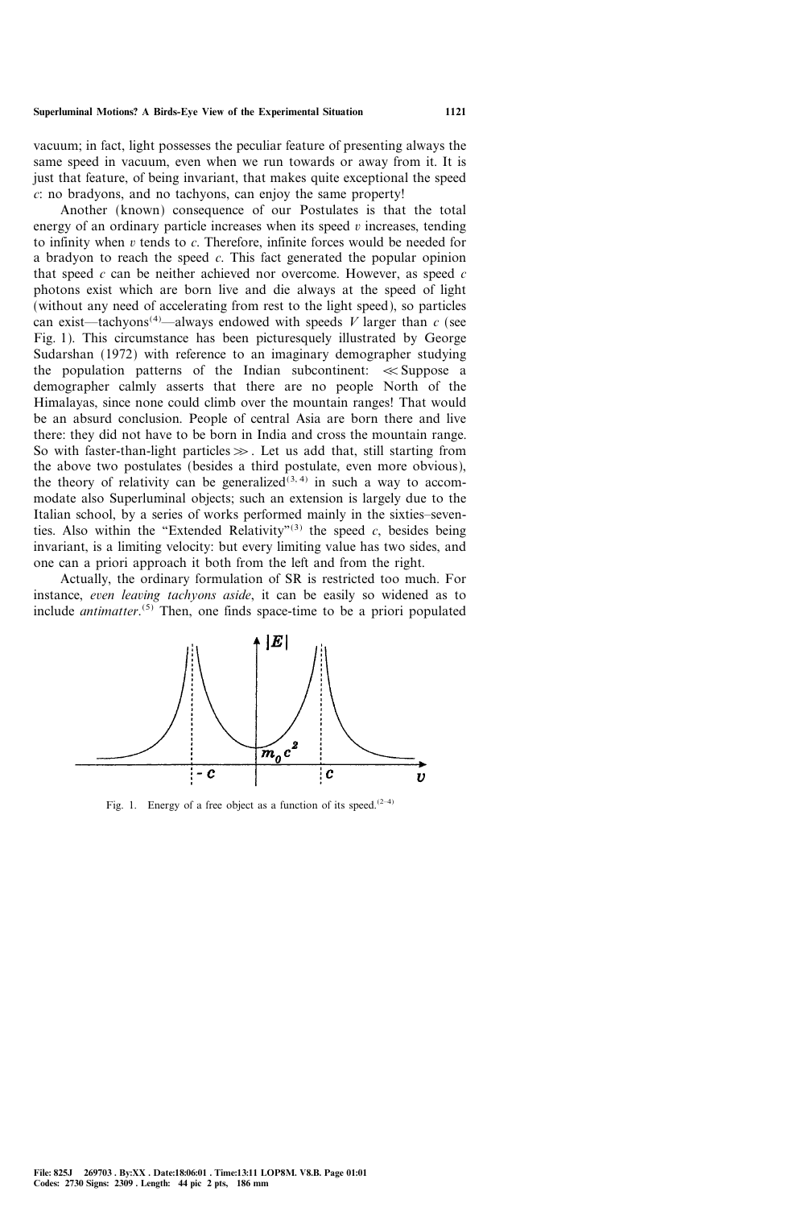vacuum; in fact, light possesses the peculiar feature of presenting always the same speed in vacuum, even when we run towards or away from it. It is just that feature, of being invariant, that makes quite exceptional the speed $c$: no bradyons, and no tachyons, can enjoy the same property!

Another (known) consequence of our Postulates is that the total energy of an ordinary particle increases when its speed $v$ increases, tending to infinity when $v$ tends to $c$. Therefore, infinite forces would be needed for a bradyon to reach the speed $c$. This fact generated the popular opinion that speed $c$ can be neither achieved nor overcome. However, as speed $c$ photons exist which are born live and die always at the speed of light (without any need of accelerating from rest to the light speed), so particles can exist—tachyons[4]—always endowed with speeds $V$ larger than $c$ (see Fig. 1). This circumstance has been picturesquely illustrated by George Sudarshan (1972) with reference to an imaginary demographer studying the population patterns of the Indian subcontinent: ≪ Suppose a demographer calmly asserts that there are no people North of the Himalayas, since none could climb over the mountain ranges! That would be an absurd conclusion. People of central Asia are born there and live there: they did not have to be born in India and cross the mountain range. So with faster-than-light particles ≫. Let us add that, still starting from the above two postulates (besides a third postulate, even more obvious), the theory of relativity can be generalized[3,4] in such a way to accommodate also Superluminal objects; such an extension is largely due to the Italian school, by a series of works performed mainly in the sixties–seventies. Also within the "Extended Relativity"[3] the speed $c$, besides being invariant, is a limiting velocity: but every limiting value has two sides, and one can a priori approach it both from the left and from the right.

Actually, the ordinary formulation of SR is restricted too much. For instance, *even leaving tachyons aside*, it can be easily so widened as to include *antimatter*.[5] Then, one finds space-time to be a priori populated

$|E|$

$m_0 c^2$

$-c$

$c$

$v$

Fig. 1. Energy of a free object as a function of its speed.[2–4]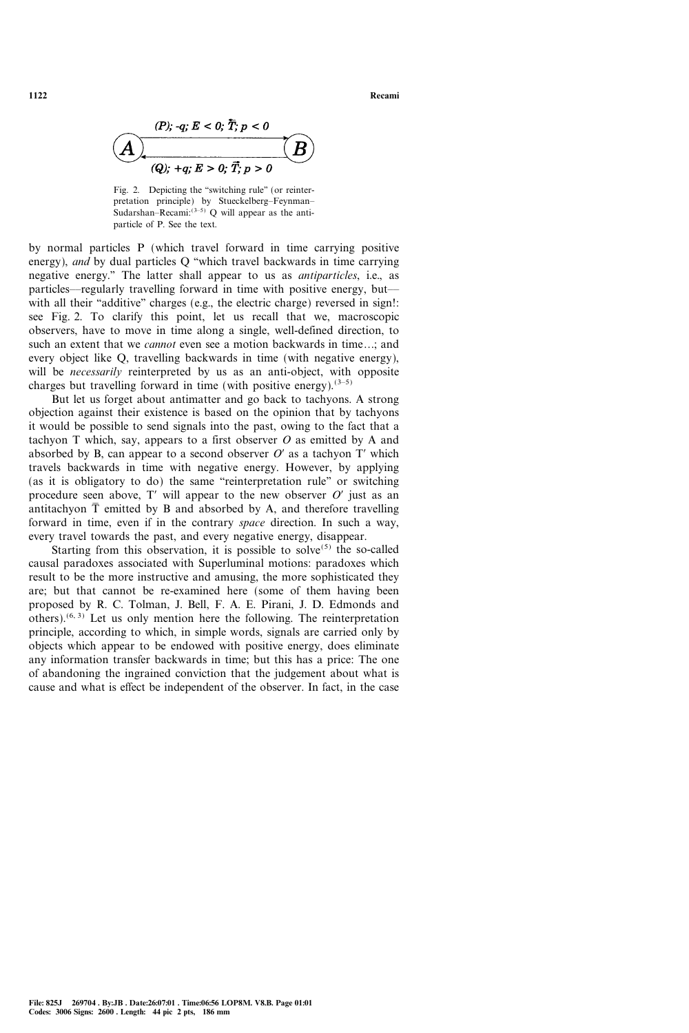(P); $-q$; $E < 0$; $\overleftarrow{T}$; $p < 0$

A B

(Q); $+q$; $E > 0$; $\vec{T}$; $p > 0$

Fig. 2. Depicting the "switching rule" (or reinterpretation principle) by Stueckelberg–Feynman–Sudarshan–Recami:[3–5] Q will appear as the antiparticle of P. See the text.

by normal particles P (which travel forward in time carrying positive energy), *and* by dual particles Q "which travel backwards in time carrying negative energy." The latter shall appear to us as *antiparticles*, i.e., as particles—regularly travelling forward in time with positive energy, but—with all their "additive" charges (e.g., the electric charge) reversed in sign!: see Fig. 2. To clarify this point, let us recall that we, macroscopic observers, have to move in time along a single, well-defined direction, to such an extent that we *cannot* even see a motion backwards in time...; and every object like Q, travelling backwards in time (with negative energy), will be *necessarily* reinterpreted by us as an anti-object, with opposite charges but travelling forward in time (with positive energy).[3–5]

But let us forget about antimatter and go back to tachyons. A strong objection against their existence is based on the opinion that by tachyons it would be possible to send signals into the past, owing to the fact that a tachyon T which, say, appears to a first observer $O$ as emitted by A and absorbed by B, can appear to a second observer $O'$ as a tachyon T′ which travels backwards in time with negative energy. However, by applying (as it is obligatory to do) the same "reinterpretation rule" or switching procedure seen above, T′ will appear to the new observer $O'$ just as an antitachyon $\bar{\text{T}}$ emitted by B and absorbed by A, and therefore travelling forward in time, even if in the contrary *space* direction. In such a way, every travel towards the past, and every negative energy, disappear.

Starting from this observation, it is possible to solve[5] the so-called causal paradoxes associated with Superluminal motions: paradoxes which result to be the more instructive and amusing, the more sophisticated they are; but that cannot be re-examined here (some of them having been proposed by R. C. Tolman, J. Bell, F. A. E. Pirani, J. D. Edmonds and others).[6, 3] Let us only mention here the following. The reinterpretation principle, according to which, in simple words, signals are carried only by objects which appear to be endowed with positive energy, does eliminate any information transfer backwards in time; but this has a price: The one of abandoning the ingrained conviction that the judgement about what is cause and what is effect be independent of the observer. In fact, in the case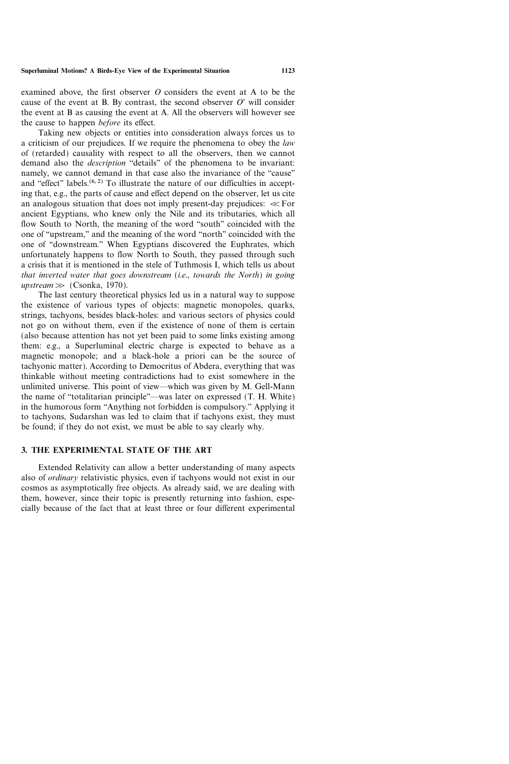examined above, the first observer $O$ considers the event at A to be the cause of the event at B. By contrast, the second observer $O'$ will consider the event at B as causing the event at A. All the observers will however see the cause to happen *before* its effect.

Taking new objects or entities into consideration always forces us to a criticism of our prejudices. If we require the phenomena to obey the *law* of (retarded) causality with respect to all the observers, then we cannot demand also the *description* "details" of the phenomena to be invariant: namely, we cannot demand in that case also the invariance of the "cause" and "effect" labels.[6, 2] To illustrate the nature of our difficulties in accepting that, e.g., the parts of cause and effect depend on the observer, let us cite an analogous situation that does not imply present-day prejudices: ≪ For ancient Egyptians, who knew only the Nile and its tributaries, which all flow South to North, the meaning of the word "south" coincided with the one of "upstream," and the meaning of the word "north" coincided with the one of "downstream." When Egyptians discovered the Euphrates, which unfortunately happens to flow North to South, they passed through such a crisis that it is mentioned in the stele of Tuthmosis I, which tells us about *that inverted water that goes downstream* (*i.e., towards the North*) *in going upstream* ≫ (Csonka, 1970).

The last century theoretical physics led us in a natural way to suppose the existence of various types of objects: magnetic monopoles, quarks, strings, tachyons, besides black-holes: and various sectors of physics could not go on without them, even if the existence of none of them is certain (also because attention has not yet been paid to some links existing among them: e.g., a Superluminal electric charge is expected to behave as a magnetic monopole; and a black-hole a priori can be the source of tachyonic matter). According to Democritus of Abdera, everything that was thinkable without meeting contradictions had to exist somewhere in the unlimited universe. This point of view—which was given by M. Gell-Mann the name of "totalitarian principle"—was later on expressed (T. H. White) in the humorous form "Anything not forbidden is compulsory." Applying it to tachyons, Sudarshan was led to claim that if tachyons exist, they must be found; if they do not exist, we must be able to say clearly why.

## 3. THE EXPERIMENTAL STATE OF THE ART

Extended Relativity can allow a better understanding of many aspects also of *ordinary* relativistic physics, even if tachyons would not exist in our cosmos as asymptotically free objects. As already said, we are dealing with them, however, since their topic is presently returning into fashion, especially because of the fact that at least three or four different experimental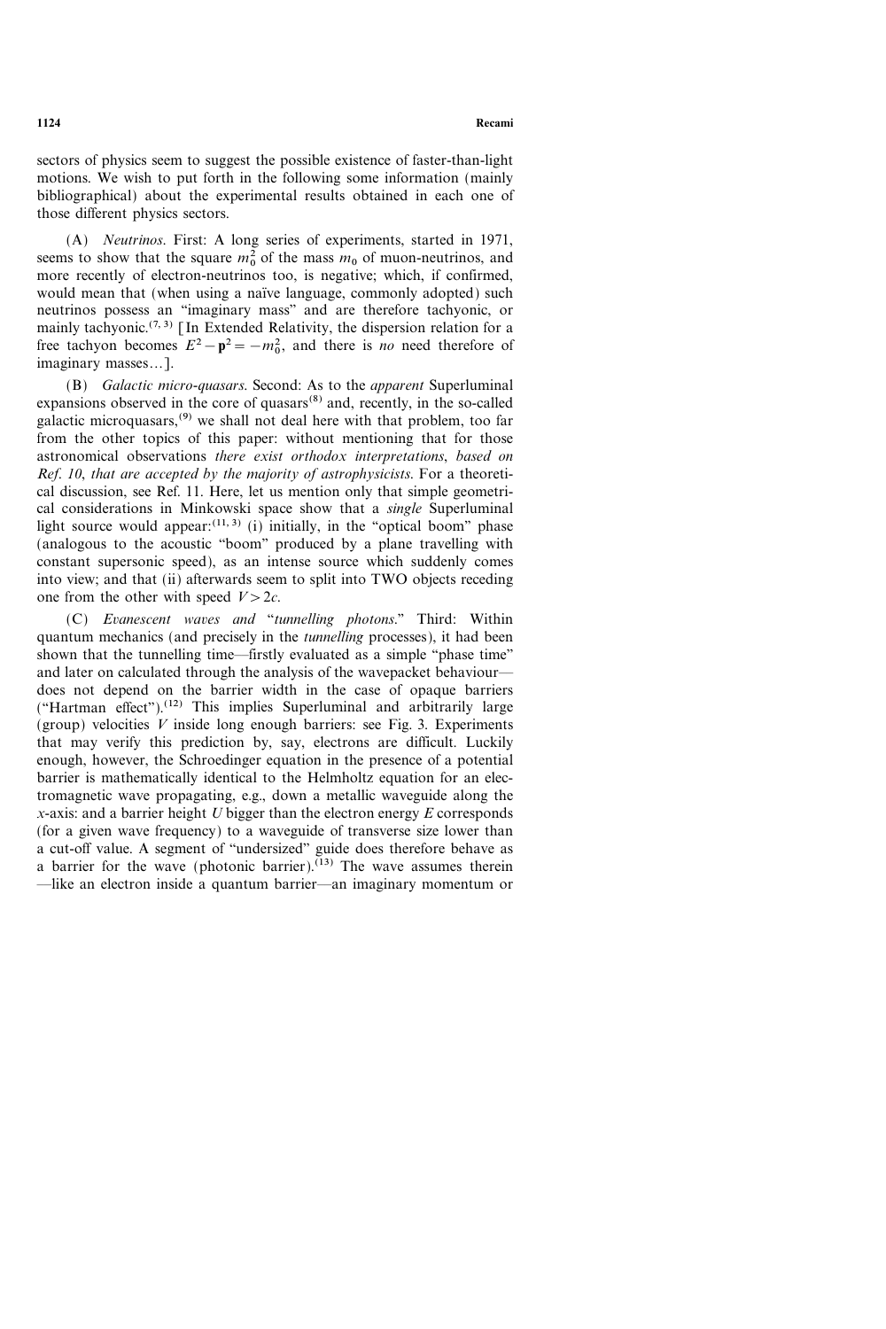sectors of physics seem to suggest the possible existence of faster-than-light motions. We wish to put forth in the following some information (mainly bibliographical) about the experimental results obtained in each one of those different physics sectors.

(A) *Neutrinos*. First: A long series of experiments, started in 1971, seems to show that the square $m_0^2$ of the mass $m_0$ of muon-neutrinos, and more recently of electron-neutrinos too, is negative; which, if confirmed, would mean that (when using a naïve language, commonly adopted) such neutrinos possess an "imaginary mass" and are therefore tachyonic, or mainly tachyonic.[7, 3] [In Extended Relativity, the dispersion relation for a free tachyon becomes $E^2 - \mathbf{p}^2 = -m_0^2$, and there is *no* need therefore of imaginary masses...].

(B) *Galactic micro-quasars*. Second: As to the *apparent* Superluminal expansions observed in the core of quasars[8] and, recently, in the so-called galactic microquasars,[9] we shall not deal here with that problem, too far from the other topics of this paper: without mentioning that for those astronomical observations *there exist orthodox interpretations, based on Ref. 10, that are accepted by the majority of astrophysicists*. For a theoretical discussion, see Ref. 11. Here, let us mention only that simple geometrical considerations in Minkowski space show that a *single* Superluminal light source would appear:[11, 3] (i) initially, in the "optical boom" phase (analogous to the acoustic "boom" produced by a plane travelling with constant supersonic speed), as an intense source which suddenly comes into view; and that (ii) afterwards seem to split into TWO objects receding one from the other with speed $V > 2c$.

(C) *Evanescent waves and "tunnelling photons."* Third: Within quantum mechanics (and precisely in the *tunnelling* processes), it had been shown that the tunnelling time—firstly evaluated as a simple "phase time" and later on calculated through the analysis of the wavepacket behaviour—does not depend on the barrier width in the case of opaque barriers ("Hartman effect").[12] This implies Superluminal and arbitrarily large (group) velocities $V$ inside long enough barriers: see Fig. 3. Experiments that may verify this prediction by, say, electrons are difficult. Luckily enough, however, the Schroedinger equation in the presence of a potential barrier is mathematically identical to the Helmholtz equation for an electromagnetic wave propagating, e.g., down a metallic waveguide along the $x$-axis: and a barrier height $U$ bigger than the electron energy $E$ corresponds (for a given wave frequency) to a waveguide of transverse size lower than a cut-off value. A segment of "undersized" guide does therefore behave as a barrier for the wave (photonic barrier).[13] The wave assumes therein—like an electron inside a quantum barrier—an imaginary momentum or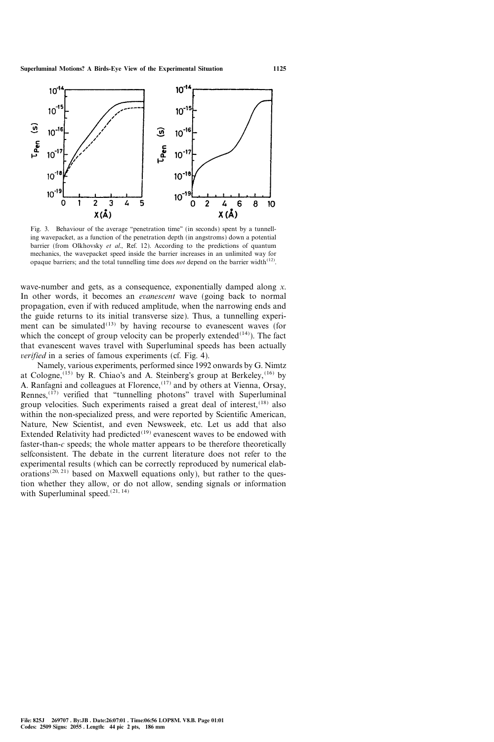$10^{-14}$
$10^{-15}$
$10^{-16}$
$10^{-17}$
$10^{-18}$
$10^{-19}$
$\tau_{Pen}$ (s)
0 1 2 3 4 5
X(Å)

$10^{-14}$
$10^{-15}$
$10^{-16}$
$10^{-17}$
$10^{-18}$
$10^{-19}$
$\tau_{Pen}$ (s)
0 2 4 6 8 10
X(Å)

Fig. 3. Behaviour of the average "penetration time" (in seconds) spent by a tunnelling wavepacket, as a function of the penetration depth (in angstroms) down a potential barrier (from Olkhovsky *et al.*, Ref. 12). According to the predictions of quantum mechanics, the wavepacket speed inside the barrier increases in an unlimited way for opaque barriers; and the total tunnelling time does *not* depend on the barrier width[12].

wave-number and gets, as a consequence, exponentially damped along $x$. In other words, it becomes an *evanescent* wave (going back to normal propagation, even if with reduced amplitude, when the narrowing ends and the guide returns to its initial transverse size). Thus, a tunnelling experiment can be simulated[13] by having recourse to evanescent waves (for which the concept of group velocity can be properly extended[14]). The fact that evanescent waves travel with Superluminal speeds has been actually *verified* in a series of famous experiments (cf. Fig. 4).

Namely, various experiments, performed since 1992 onwards by G. Nimtz at Cologne,[15] by R. Chiao's and A. Steinberg's group at Berkeley,[16] by A. Ranfagni and colleagues at Florence,[17] and by others at Vienna, Orsay, Rennes,[17] verified that "tunnelling photons" travel with Superluminal group velocities. Such experiments raised a great deal of interest,[18] also within the non-specialized press, and were reported by Scientific American, Nature, New Scientist, and even Newsweek, etc. Let us add that also Extended Relativity had predicted[19] evanescent waves to be endowed with faster-than-$c$ speeds; the whole matter appears to be therefore theoretically selfconsistent. The debate in the current literature does not refer to the experimental results (which can be correctly reproduced by numerical elaborations[20, 21] based on Maxwell equations only), but rather to the question whether they allow, or do not allow, sending signals or information with Superluminal speed.[21, 14]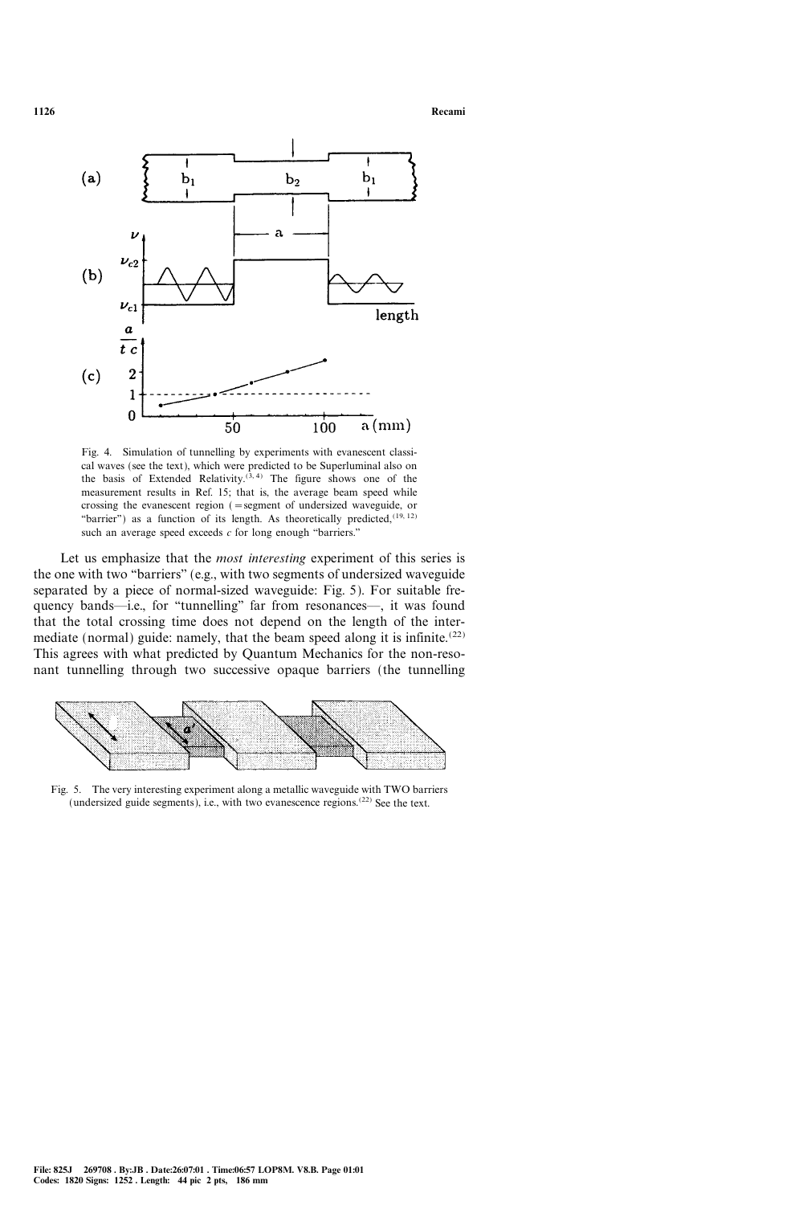(a)
$b_1$ $b_2$ $b_1$
a

(b)
$\nu$
$\nu_{c2}$
$\nu_{c1}$
length

(c)
$\frac{a}{t\,c}$
2
1
0
50
100
a (mm)

Fig. 4. Simulation of tunnelling by experiments with evanescent classical waves (see the text), which were predicted to be Superluminal also on the basis of Extended Relativity.[3,4] The figure shows one of the measurement results in Ref. 15; that is, the average beam speed while crossing the evanescent region (=segment of undersized waveguide, or "barrier") as a function of its length. As theoretically predicted,[19,12] such an average speed exceeds $c$ for long enough "barriers."

Let us emphasize that the *most interesting* experiment of this series is the one with two "barriers" (e.g., with two segments of undersized waveguide separated by a piece of normal-sized waveguide: Fig. 5). For suitable frequency bands—i.e., for "tunnelling" far from resonances—, it was found that the total crossing time does not depend on the length of the intermediate (normal) guide: namely, that the beam speed along it is infinite.[22] This agrees with what predicted by Quantum Mechanics for the non-resonant tunnelling through two successive opaque barriers (the tunnelling

a'

Fig. 5. The very interesting experiment along a metallic waveguide with TWO barriers (undersized guide segments), i.e., with two evanescence regions.[22] See the text.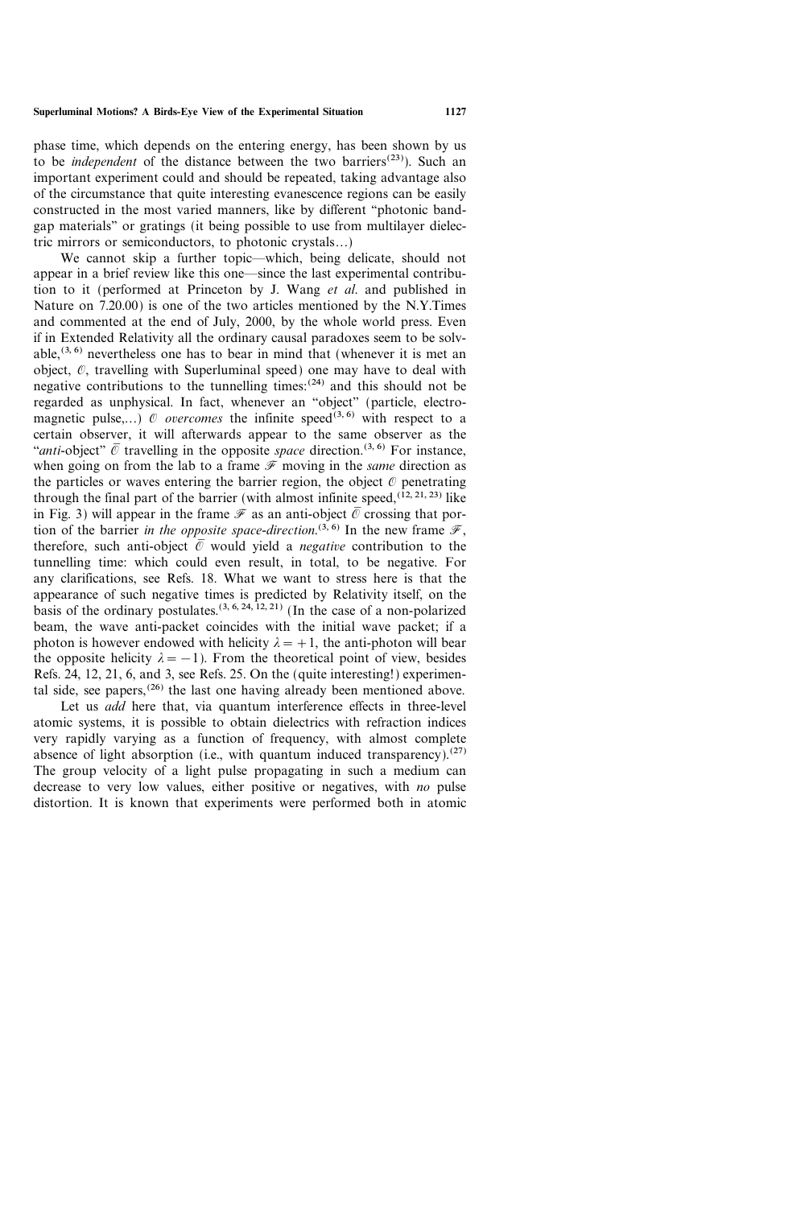phase time, which depends on the entering energy, has been shown by us to be *independent* of the distance between the two barriers[23]). Such an important experiment could and should be repeated, taking advantage also of the circumstance that quite interesting evanescence regions can be easily constructed in the most varied manners, like by different "photonic band-gap materials" or gratings (it being possible to use from multilayer dielectric mirrors or semiconductors, to photonic crystals...)

We cannot skip a further topic—which, being delicate, should not appear in a brief review like this one—since the last experimental contribution to it (performed at Princeton by J. Wang *et al.* and published in Nature on 7.20.00) is one of the two articles mentioned by the N.Y.Times and commented at the end of July, 2000, by the whole world press. Even if in Extended Relativity all the ordinary causal paradoxes seem to be solvable,[3, 6] nevertheless one has to bear in mind that (whenever it is met an object, $\mathcal{O}$, travelling with Superluminal speed) one may have to deal with negative contributions to the tunnelling times:[24] and this should not be regarded as unphysical. In fact, whenever an "object" (particle, electromagnetic pulse,...) $\mathcal{O}$ *overcomes* the infinite speed[3, 6] with respect to a certain observer, it will afterwards appear to the same observer as the "*anti*-object" $\bar{\mathcal{O}}$ travelling in the opposite *space* direction.[3, 6] For instance, when going on from the lab to a frame $\mathcal{F}$ moving in the *same* direction as the particles or waves entering the barrier region, the object $\mathcal{O}$ penetrating through the final part of the barrier (with almost infinite speed,[12, 21, 23] like in Fig. 3) will appear in the frame $\mathcal{F}$ as an anti-object $\bar{\mathcal{O}}$ crossing that portion of the barrier *in the opposite space-direction*.[3, 6] In the new frame $\mathcal{F}$, therefore, such anti-object $\bar{\mathcal{O}}$ would yield a *negative* contribution to the tunnelling time: which could even result, in total, to be negative. For any clarifications, see Refs. 18. What we want to stress here is that the appearance of such negative times is predicted by Relativity itself, on the basis of the ordinary postulates.[3, 6, 24, 12, 21] (In the case of a non-polarized beam, the wave anti-packet coincides with the initial wave packet; if a photon is however endowed with helicity $\lambda = +1$, the anti-photon will bear the opposite helicity $\lambda = -1$). From the theoretical point of view, besides Refs. 24, 12, 21, 6, and 3, see Refs. 25. On the (quite interesting!) experimental side, see papers,[26] the last one having already been mentioned above.

Let us *add* here that, via quantum interference effects in three-level atomic systems, it is possible to obtain dielectrics with refraction indices very rapidly varying as a function of frequency, with almost complete absence of light absorption (i.e., with quantum induced transparency).[27] The group velocity of a light pulse propagating in such a medium can decrease to very low values, either positive or negatives, with *no* pulse distortion. It is known that experiments were performed both in atomic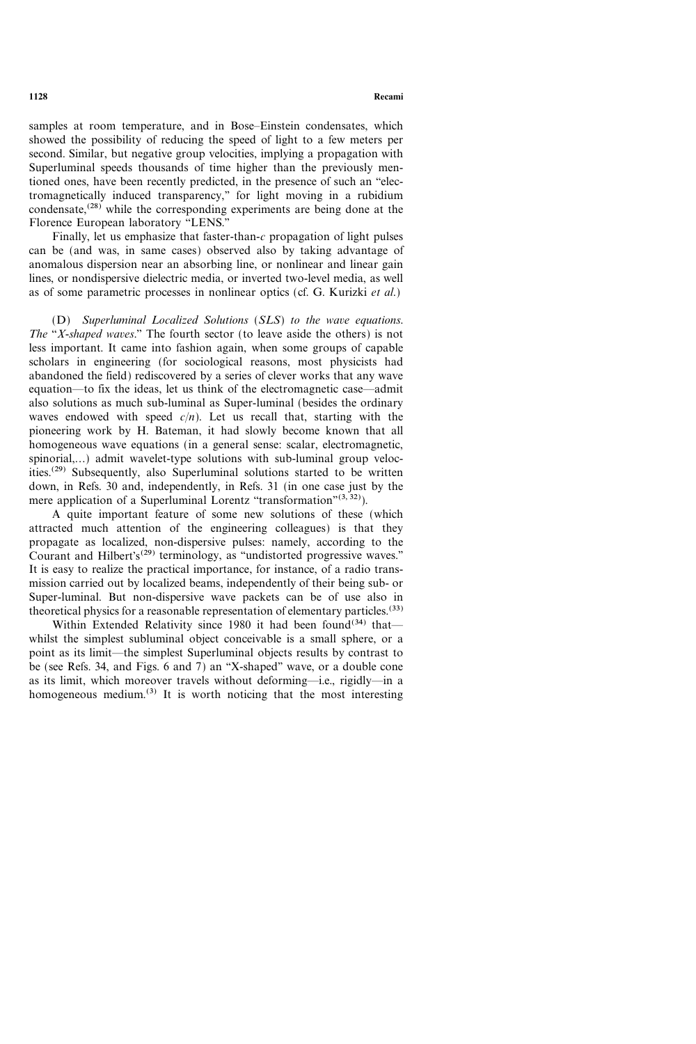samples at room temperature, and in Bose–Einstein condensates, which showed the possibility of reducing the speed of light to a few meters per second. Similar, but negative group velocities, implying a propagation with Superluminal speeds thousands of time higher than the previously mentioned ones, have been recently predicted, in the presence of such an "electromagnetically induced transparency," for light moving in a rubidium condensate,[28] while the corresponding experiments are being done at the Florence European laboratory "LENS."

Finally, let us emphasize that faster-than-$c$ propagation of light pulses can be (and was, in same cases) observed also by taking advantage of anomalous dispersion near an absorbing line, or nonlinear and linear gain lines, or nondispersive dielectric media, or inverted two-level media, as well as of some parametric processes in nonlinear optics (cf. G. Kurizki *et al.*)

(D) *Superluminal Localized Solutions* (*SLS*) *to the wave equations. The "X-shaped waves."* The fourth sector (to leave aside the others) is not less important. It came into fashion again, when some groups of capable scholars in engineering (for sociological reasons, most physicists had abandoned the field) rediscovered by a series of clever works that any wave equation—to fix the ideas, let us think of the electromagnetic case—admit also solutions as much sub-luminal as Super-luminal (besides the ordinary waves endowed with speed $c/n$). Let us recall that, starting with the pioneering work by H. Bateman, it had slowly become known that all homogeneous wave equations (in a general sense: scalar, electromagnetic, spinorial,...) admit wavelet-type solutions with sub-luminal group velocities.[29] Subsequently, also Superluminal solutions started to be written down, in Refs. 30 and, independently, in Refs. 31 (in one case just by the mere application of a Superluminal Lorentz "transformation"[3, 32]).

A quite important feature of some new solutions of these (which attracted much attention of the engineering colleagues) is that they propagate as localized, non-dispersive pulses: namely, according to the Courant and Hilbert's[29] terminology, as "undistorted progressive waves." It is easy to realize the practical importance, for instance, of a radio transmission carried out by localized beams, independently of their being sub- or Super-luminal. But non-dispersive wave packets can be of use also in theoretical physics for a reasonable representation of elementary particles.[33]

Within Extended Relativity since 1980 it had been found[34] that—whilst the simplest subluminal object conceivable is a small sphere, or a point as its limit—the simplest Superluminal objects results by contrast to be (see Refs. 34, and Figs. 6 and 7) an "X-shaped" wave, or a double cone as its limit, which moreover travels without deforming—i.e., rigidly—in a homogeneous medium.[3] It is worth noticing that the most interesting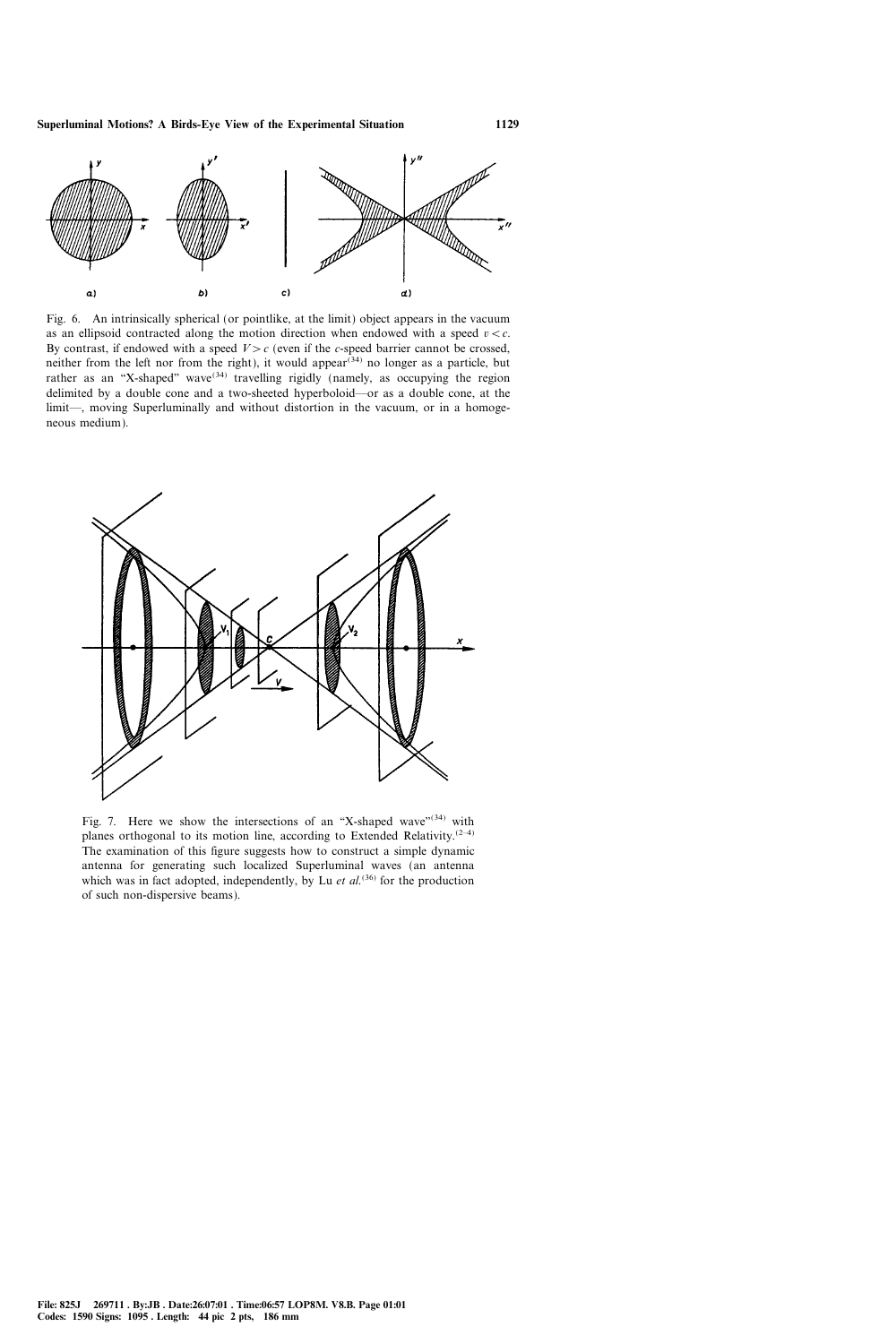a) b) c) d)

Fig. 6. An intrinsically spherical (or pointlike, at the limit) object appears in the vacuum as an ellipsoid contracted along the motion direction when endowed with a speed $v < c$. By contrast, if endowed with a speed $V > c$ (even if the $c$-speed barrier cannot be crossed, neither from the left nor from the right), it would appear[34] no longer as a particle, but rather as an "X-shaped" wave[34] travelling rigidly (namely, as occupying the region delimited by a double cone and a two-sheeted hyperboloid—or as a double cone, at the limit—, moving Superluminally and without distortion in the vacuum, or in a homogeneous medium).

Fig. 7. Here we show the intersections of an "X-shaped wave"[34] with planes orthogonal to its motion line, according to Extended Relativity.[2–4] The examination of this figure suggests how to construct a simple dynamic antenna for generating such localized Superluminal waves (an antenna which was in fact adopted, independently, by Lu *et al.*[36] for the production of such non-dispersive beams).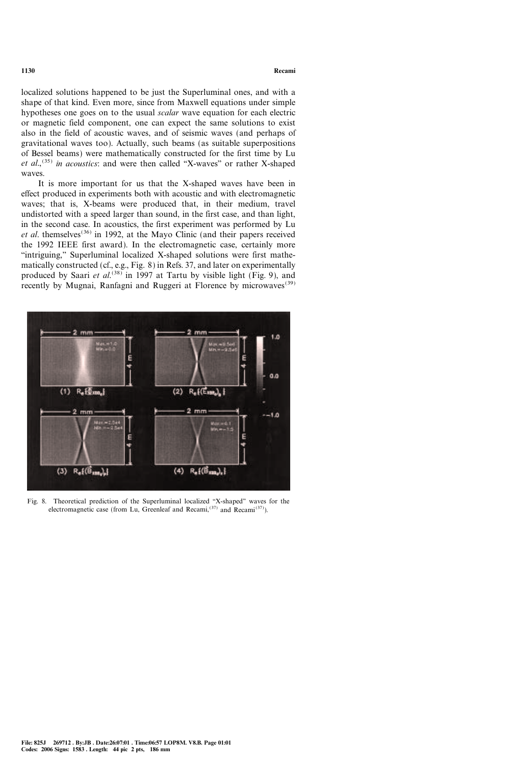localized solutions happened to be just the Superluminal ones, and with a shape of that kind. Even more, since from Maxwell equations under simple hypotheses one goes on to the usual *scalar* wave equation for each electric or magnetic field component, one can expect the same solutions to exist also in the field of acoustic waves, and of seismic waves (and perhaps of gravitational waves too). Actually, such beams (as suitable superpositions of Bessel beams) were mathematically constructed for the first time by Lu *et al.*,[35] *in acoustics*: and were then called "X-waves" or rather X-shaped waves.

It is more important for us that the X-shaped waves have been in effect produced in experiments both with acoustic and with electromagnetic waves; that is, X-beams were produced that, in their medium, travel undistorted with a speed larger than sound, in the first case, and than light, in the second case. In acoustics, the first experiment was performed by Lu *et al.* themselves[36] in 1992, at the Mayo Clinic (and their papers received the 1992 IEEE first award). In the electromagnetic case, certainly more "intriguing," Superluminal localized X-shaped solutions were first mathematically constructed (cf., e.g., Fig. 8) in Refs. 37, and later on experimentally produced by Saari *et al.*[38] in 1997 at Tartu by visible light (Fig. 9), and recently by Mugnai, Ranfagni and Ruggeri at Florence by microwaves[39]

Fig. 8. Theoretical prediction of the Superluminal localized "X-shaped" waves for the electromagnetic case (from Lu, Greenleaf and Recami,[37] and Recami[37]).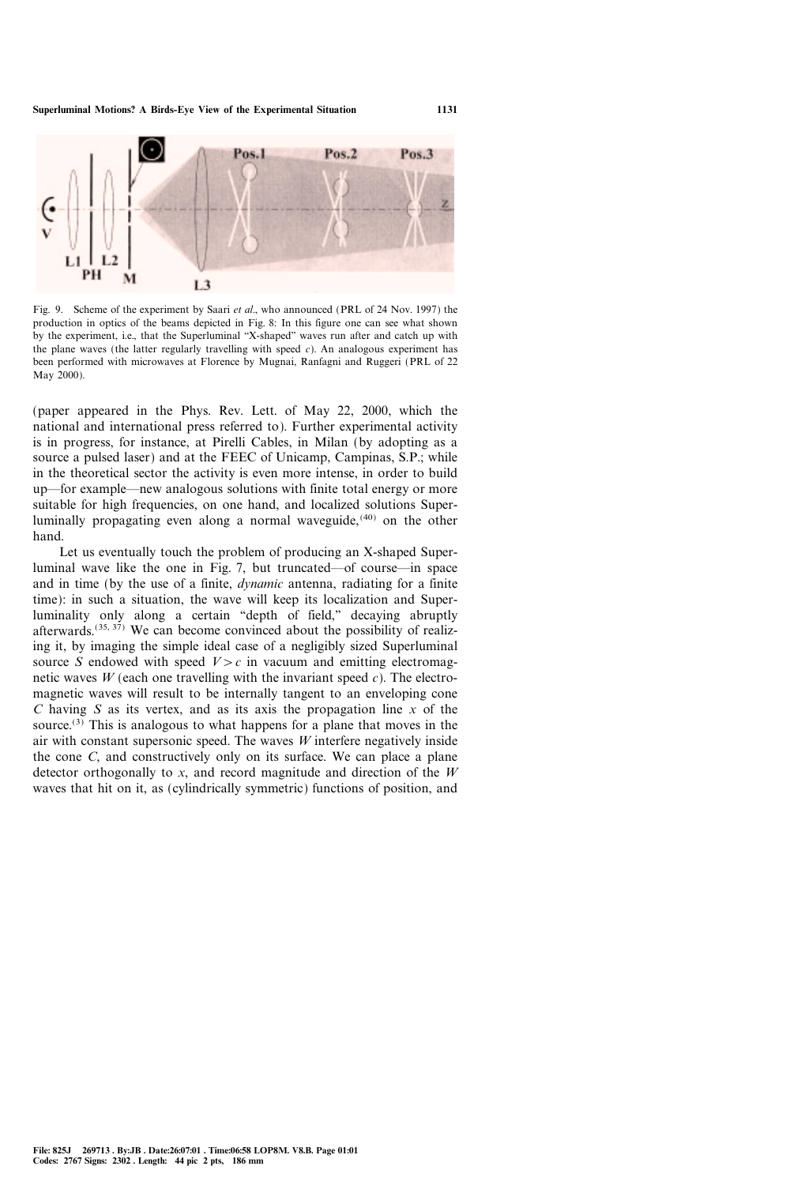Pos.1

Pos.2

Pos.3

z

V

L1

PH

L2

M

L3

Fig. 9. Scheme of the experiment by Saari *et al*., who announced (PRL of 24 Nov. 1997) the production in optics of the beams depicted in Fig. 8: In this figure one can see what shown by the experiment, i.e., that the Superluminal "X-shaped" waves run after and catch up with the plane waves (the latter regularly travelling with speed $c$). An analogous experiment has been performed with microwaves at Florence by Mugnai, Ranfagni and Ruggeri (PRL of 22 May 2000).

(paper appeared in the Phys. Rev. Lett. of May 22, 2000, which the national and international press referred to). Further experimental activity is in progress, for instance, at Pirelli Cables, in Milan (by adopting as a source a pulsed laser) and at the FEEC of Unicamp, Campinas, S.P.; while in the theoretical sector the activity is even more intense, in order to build up—for example—new analogous solutions with finite total energy or more suitable for high frequencies, on one hand, and localized solutions Superluminally propagating even along a normal waveguide,[40] on the other hand.

Let us eventually touch the problem of producing an X-shaped Superluminal wave like the one in Fig. 7, but truncated—of course—in space and in time (by the use of a finite, *dynamic* antenna, radiating for a finite time): in such a situation, the wave will keep its localization and Superluminality only along a certain "depth of field," decaying abruptly afterwards.[35, 37] We can become convinced about the possibility of realizing it, by imaging the simple ideal case of a negligibly sized Superluminal source $S$ endowed with speed $V > c$ in vacuum and emitting electromagnetic waves $W$ (each one travelling with the invariant speed $c$). The electromagnetic waves will result to be internally tangent to an enveloping cone $C$ having $S$ as its vertex, and as its axis the propagation line $x$ of the source.[3] This is analogous to what happens for a plane that moves in the air with constant supersonic speed. The waves $W$ interfere negatively inside the cone $C$, and constructively only on its surface. We can place a plane detector orthogonally to $x$, and record magnitude and direction of the $W$ waves that hit on it, as (cylindrically symmetric) functions of position, and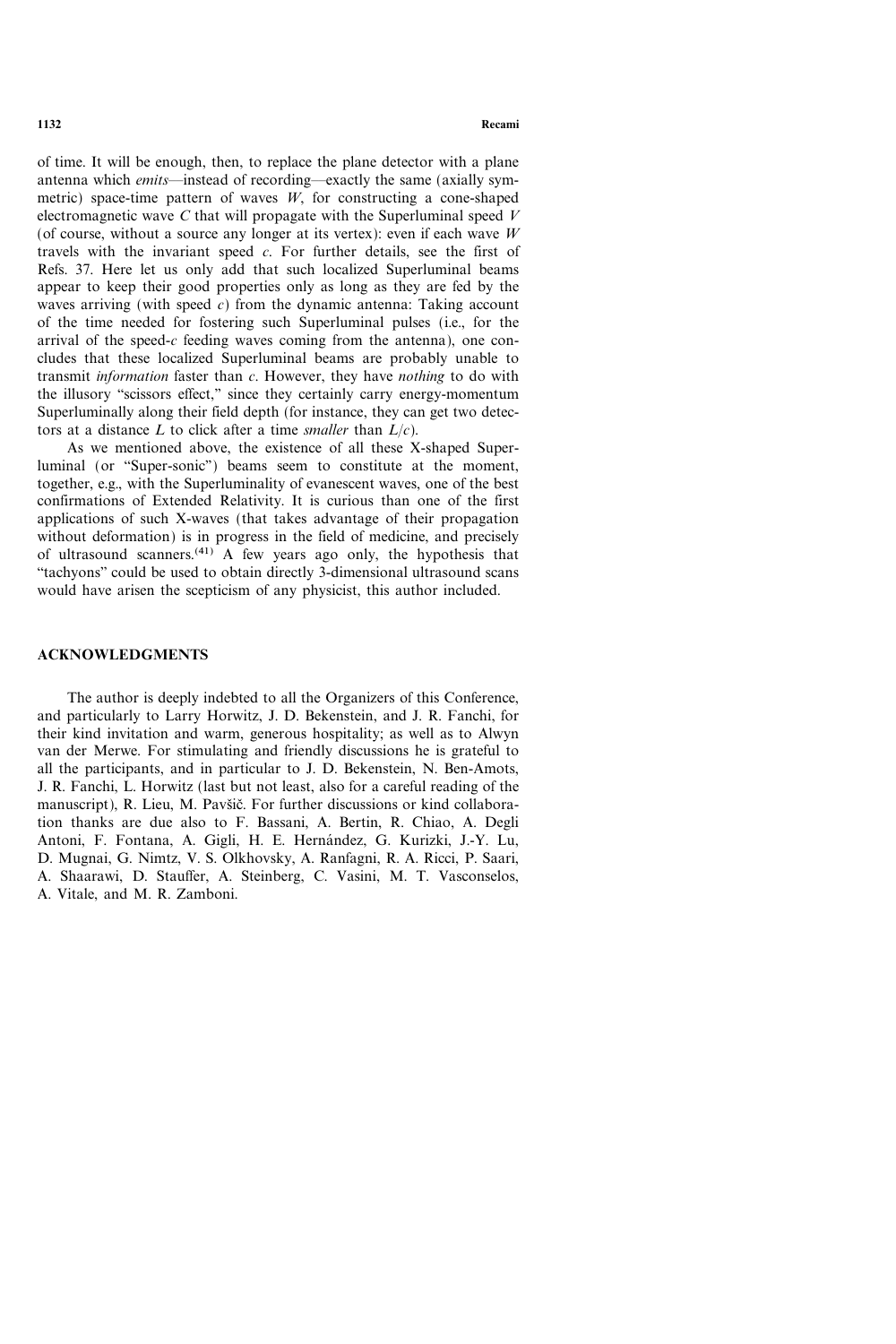of time. It will be enough, then, to replace the plane detector with a plane antenna which *emits*—instead of recording—exactly the same (axially symmetric) space-time pattern of waves $W$, for constructing a cone-shaped electromagnetic wave $C$ that will propagate with the Superluminal speed $V$ (of course, without a source any longer at its vertex): even if each wave $W$ travels with the invariant speed $c$. For further details, see the first of Refs. 37. Here let us only add that such localized Superluminal beams appear to keep their good properties only as long as they are fed by the waves arriving (with speed $c$) from the dynamic antenna: Taking account of the time needed for fostering such Superluminal pulses (i.e., for the arrival of the speed-$c$ feeding waves coming from the antenna), one concludes that these localized Superluminal beams are probably unable to transmit *information* faster than $c$. However, they have *nothing* to do with the illusory "scissors effect," since they certainly carry energy-momentum Superluminally along their field depth (for instance, they can get two detectors at a distance $L$ to click after a time *smaller* than $L/c$).

As we mentioned above, the existence of all these X-shaped Superluminal (or "Super-sonic") beams seem to constitute at the moment, together, e.g., with the Superluminality of evanescent waves, one of the best confirmations of Extended Relativity. It is curious than one of the first applications of such X-waves (that takes advantage of their propagation without deformation) is in progress in the field of medicine, and precisely of ultrasound scanners.[41] A few years ago only, the hypothesis that "tachyons" could be used to obtain directly 3-dimensional ultrasound scans would have arisen the scepticism of any physicist, this author included.

## ACKNOWLEDGMENTS

The author is deeply indebted to all the Organizers of this Conference, and particularly to Larry Horwitz, J. D. Bekenstein, and J. R. Fanchi, for their kind invitation and warm, generous hospitality; as well as to Alwyn van der Merwe. For stimulating and friendly discussions he is grateful to all the participants, and in particular to J. D. Bekenstein, N. Ben-Amots, J. R. Fanchi, L. Horwitz (last but not least, also for a careful reading of the manuscript), R. Lieu, M. Pavšič. For further discussions or kind collaboration thanks are due also to F. Bassani, A. Bertin, R. Chiao, A. Degli Antoni, F. Fontana, A. Gigli, H. E. Hernández, G. Kurizki, J.-Y. Lu, D. Mugnai, G. Nimtz, V. S. Olkhovsky, A. Ranfagni, R. A. Ricci, P. Saari, A. Shaarawi, D. Stauffer, A. Steinberg, C. Vasini, M. T. Vasconselos, A. Vitale, and M. R. Zamboni.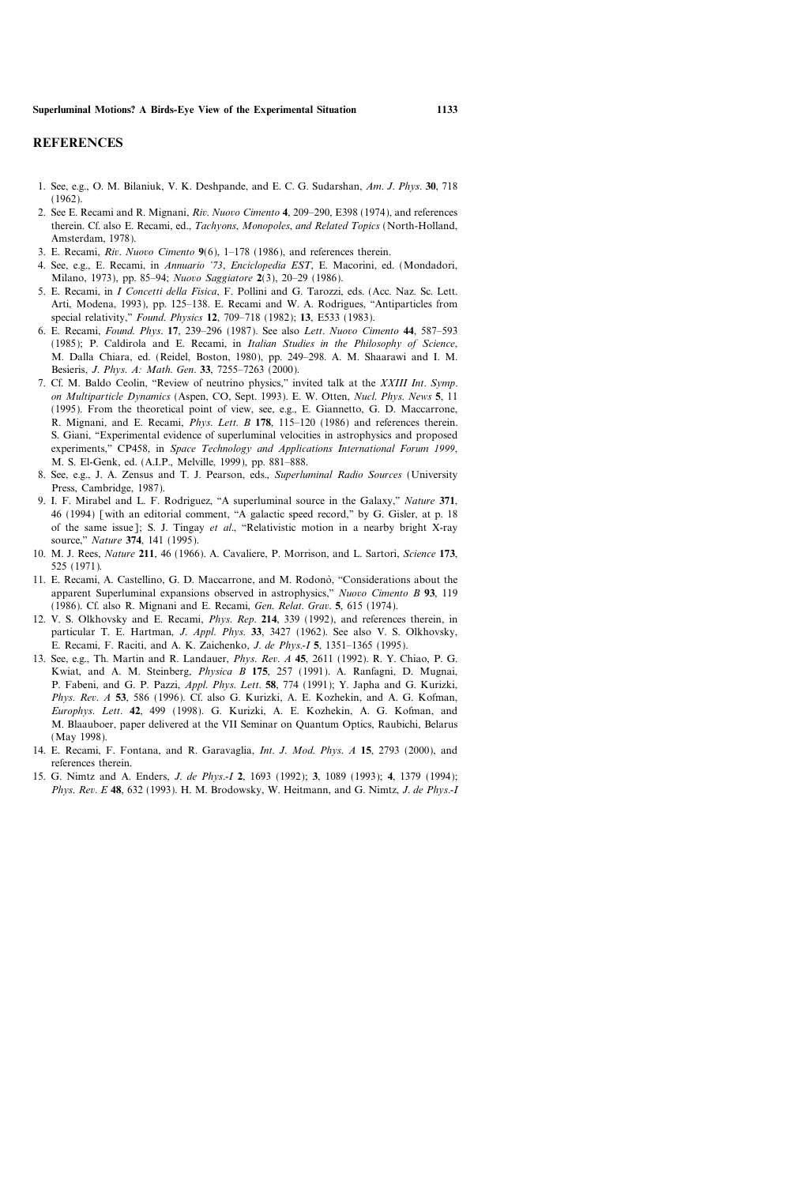## REFERENCES

1. See, e.g., O. M. Bilaniuk, V. K. Deshpande, and E. C. G. Sudarshan, *Am. J. Phys.* **30**, 718 (1962).
2. See E. Recami and R. Mignani, *Riv. Nuovo Cimento* **4**, 209–290, E398 (1974), and references therein. Cf. also E. Recami, ed., *Tachyons, Monopoles, and Related Topics* (North-Holland, Amsterdam, 1978).
3. E. Recami, *Riv. Nuovo Cimento* **9**(6), 1–178 (1986), and references therein.
4. See, e.g., E. Recami, in *Annuario '73*, *Enciclopedia EST*, E. Macorini, ed. (Mondadori, Milano, 1973), pp. 85–94; *Nuovo Saggiatore* **2**(3), 20–29 (1986).
5. E. Recami, in *I Concetti della Fisica*, F. Pollini and G. Tarozzi, eds. (Acc. Naz. Sc. Lett. Arti, Modena, 1993), pp. 125–138. E. Recami and W. A. Rodrigues, "Antiparticles from special relativity," *Found. Physics* **12**, 709–718 (1982); **13**, E533 (1983).
6. E. Recami, *Found. Phys.* **17**, 239–296 (1987). See also *Lett. Nuovo Cimento* **44**, 587–593 (1985); P. Caldirola and E. Recami, in *Italian Studies in the Philosophy of Science*, M. Dalla Chiara, ed. (Reidel, Boston, 1980), pp. 249–298. A. M. Shaarawi and I. M. Besieris, *J. Phys. A: Math. Gen.* **33**, 7255–7263 (2000).
7. Cf. M. Baldo Ceolin, "Review of neutrino physics," invited talk at the *XXIII Int. Symp. on Multiparticle Dynamics* (Aspen, CO, Sept. 1993). E. W. Otten, *Nucl. Phys. News* **5**, 11 (1995). From the theoretical point of view, see, e.g., E. Giannetto, G. D. Maccarrone, R. Mignani, and E. Recami, *Phys. Lett. B* **178**, 115–120 (1986) and references therein. S. Giani, "Experimental evidence of superluminal velocities in astrophysics and proposed experiments," CP458, in *Space Technology and Applications International Forum 1999*, M. S. El-Genk, ed. (A.I.P., Melville, 1999), pp. 881–888.
8. See, e.g., J. A. Zensus and T. J. Pearson, eds., *Superluminal Radio Sources* (University Press, Cambridge, 1987).
9. I. F. Mirabel and L. F. Rodriguez, "A superluminal source in the Galaxy," *Nature* **371**, 46 (1994) [with an editorial comment, "A galactic speed record," by G. Gisler, at p. 18 of the same issue]; S. J. Tingay *et al*., "Relativistic motion in a nearby bright X-ray source," *Nature* **374**, 141 (1995).
10. M. J. Rees, *Nature* **211**, 46 (1966). A. Cavaliere, P. Morrison, and L. Sartori, *Science* **173**, 525 (1971).
11. E. Recami, A. Castellino, G. D. Maccarrone, and M. Rodonò, "Considerations about the apparent Superluminal expansions observed in astrophysics," *Nuovo Cimento B* **93**, 119 (1986). Cf. also R. Mignani and E. Recami, *Gen. Relat. Grav.* **5**, 615 (1974).
12. V. S. Olkhovsky and E. Recami, *Phys. Rep.* **214**, 339 (1992), and references therein, in particular T. E. Hartman, *J. Appl. Phys.* **33**, 3427 (1962). See also V. S. Olkhovsky, E. Recami, F. Raciti, and A. K. Zaichenko, *J. de Phys.-I* **5**, 1351–1365 (1995).
13. See, e.g., Th. Martin and R. Landauer, *Phys. Rev. A* **45**, 2611 (1992). R. Y. Chiao, P. G. Kwiat, and A. M. Steinberg, *Physica B* **175**, 257 (1991). A. Ranfagni, D. Mugnai, P. Fabeni, and G. P. Pazzi, *Appl. Phys. Lett.* **58**, 774 (1991); Y. Japha and G. Kurizki, *Phys. Rev. A* **53**, 586 (1996). Cf. also G. Kurizki, A. E. Kozhekin, and A. G. Kofman, *Europhys. Lett.* **42**, 499 (1998). G. Kurizki, A. E. Kozhekin, A. G. Kofman, and M. Blaauboer, paper delivered at the VII Seminar on Quantum Optics, Raubichi, Belarus (May 1998).
14. E. Recami, F. Fontana, and R. Garavaglia, *Int. J. Mod. Phys. A* **15**, 2793 (2000), and references therein.
15. G. Nimtz and A. Enders, *J. de Phys.-I* **2**, 1693 (1992); **3**, 1089 (1993); **4**, 1379 (1994); *Phys. Rev. E* **48**, 632 (1993). H. M. Brodowsky, W. Heitmann, and G. Nimtz, *J. de Phys.-I*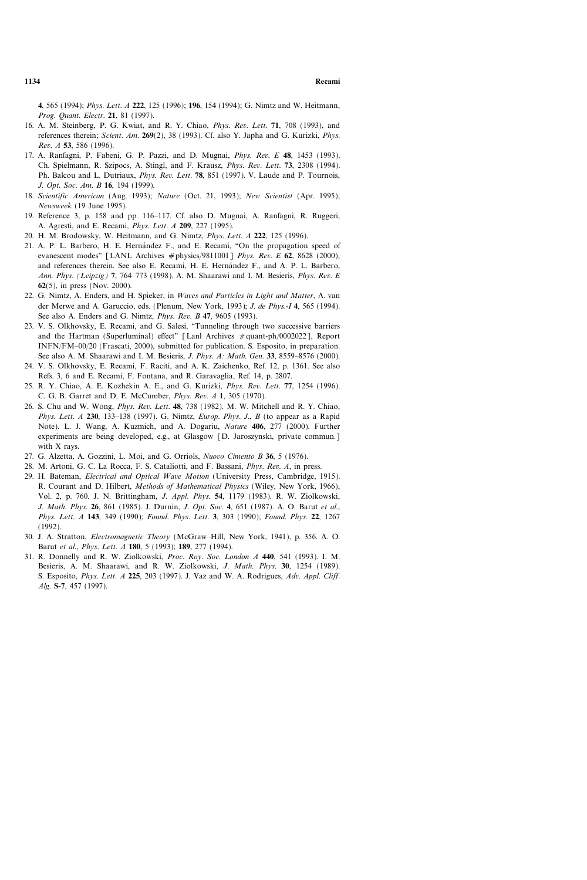**4**, 565 (1994); *Phys. Lett. A* **222**, 125 (1996); **196**, 154 (1994); G. Nimtz and W. Heitmann, *Prog. Quant. Electr.* **21**, 81 (1997).

16. A. M. Steinberg, P. G. Kwiat, and R. Y. Chiao, *Phys. Rev. Lett.* **71**, 708 (1993), and references therein; *Scient. Am.* **269**(2), 38 (1993). Cf. also Y. Japha and G. Kurizki, *Phys. Rev. A* **53**, 586 (1996).
17. A. Ranfagni, P. Fabeni, G. P. Pazzi, and D. Mugnai, *Phys. Rev. E* **48**, 1453 (1993). Ch. Spielmann, R. Szipocs, A. Stingl, and F. Krausz, *Phys. Rev. Lett.* **73**, 2308 (1994). Ph. Balcou and L. Dutriaux, *Phys. Rev. Lett.* **78**, 851 (1997). V. Laude and P. Tournois, *J. Opt. Soc. Am. B* **16**, 194 (1999).
18. *Scientific American* (Aug. 1993); *Nature* (Oct. 21, 1993); *New Scientist* (Apr. 1995); *Newsweek* (19 June 1995).
19. Reference 3, p. 158 and pp. 116–117. Cf. also D. Mugnai, A. Ranfagni, R. Ruggeri, A. Agresti, and E. Recami, *Phys. Lett. A* **209**, 227 (1995).
20. H. M. Brodowsky, W. Heitmann, and G. Nimtz, *Phys. Lett. A* **222**, 125 (1996).
21. A. P. L. Barbero, H. E. Hernández F., and E. Recami, "On the propagation speed of evanescent modes" [LANL Archives #physics/9811001] *Phys. Rev. E* **62**, 8628 (2000), and references therein. See also E. Recami, H. E. Hernández F., and A. P. L. Barbero, *Ann. Phys. (Leipzig)* **7**, 764–773 (1998). A. M. Shaarawi and I. M. Besieris, *Phys. Rev. E* **62**(5), in press (Nov. 2000).
22. G. Nimtz, A. Enders, and H. Spieker, in *Waves and Particles in Light and Matter*, A. van der Merwe and A. Garuccio, eds. (Plenum, New York, 1993); *J. de Phys.-I* **4**, 565 (1994). See also A. Enders and G. Nimtz, *Phys. Rev. B* **47**, 9605 (1993).
23. V. S. Olkhovsky, E. Recami, and G. Salesi, "Tunneling through two successive barriers and the Hartman (Superluminal) effect" [Lanl Archives #quant-ph/0002022], Report INFN/FM–00/20 (Frascati, 2000), submitted for publication. S. Esposito, in preparation. See also A. M. Shaarawi and I. M. Besieris, *J. Phys. A: Math. Gen.* **33**, 8559–8576 (2000).
24. V. S. Olkhovsky, E. Recami, F. Raciti, and A. K. Zaichenko, Ref. 12, p. 1361. See also Refs. 3, 6 and E. Recami, F. Fontana, and R. Garavaglia, Ref. 14, p. 2807.
25. R. Y. Chiao, A. E. Kozhekin A. E., and G. Kurizki, *Phys. Rev. Lett.* **77**, 1254 (1996). C. G. B. Garret and D. E. McCumber, *Phys. Rev. A* **1**, 305 (1970).
26. S. Chu and W. Wong, *Phys. Rev. Lett.* **48**, 738 (1982). M. W. Mitchell and R. Y. Chiao, *Phys. Lett. A* **230**, 133–138 (1997). G. Nimtz, *Europ. Phys. J.*, *B* (to appear as a Rapid Note). L. J. Wang, A. Kuzmich, and A. Dogariu, *Nature* **406**, 277 (2000). Further experiments are being developed, e.g., at Glasgow [D. Jaroszynski, private commun.] with X rays.
27. G. Alzetta, A. Gozzini, L. Moi, and G. Orriols, *Nuovo Cimento B* **36**, 5 (1976).
28. M. Artoni, G. C. La Rocca, F. S. Cataliotti, and F. Bassani, *Phys. Rev. A*, in press.
29. H. Bateman, *Electrical and Optical Wave Motion* (University Press, Cambridge, 1915). R. Courant and D. Hilbert, *Methods of Mathematical Physics* (Wiley, New York, 1966), Vol. 2, p. 760. J. N. Brittingham, *J. Appl. Phys.* **54**, 1179 (1983). R. W. Ziolkowski, *J. Math. Phys.* **26**, 861 (1985). J. Durnin, *J. Opt. Soc.* **4**, 651 (1987). A. O. Barut *et al.*, *Phys. Lett. A* **143**, 349 (1990); *Found. Phys. Lett.* **3**, 303 (1990); *Found. Phys.* **22**, 1267 (1992).
30. J. A. Stratton, *Electromagnetic Theory* (McGraw–Hill, New York, 1941), p. 356. A. O. Barut *et al.*, *Phys. Lett. A* **180**, 5 (1993); **189**, 277 (1994).
31. R. Donnelly and R. W. Ziolkowski, *Proc. Roy. Soc. London A* **440**, 541 (1993). I. M. Besieris, A. M. Shaarawi, and R. W. Ziolkowski, *J. Math. Phys.* **30**, 1254 (1989). S. Esposito, *Phys. Lett. A* **225**, 203 (1997). J. Vaz and W. A. Rodrigues, *Adv. Appl. Cliff. Alg.* **S-7**, 457 (1997).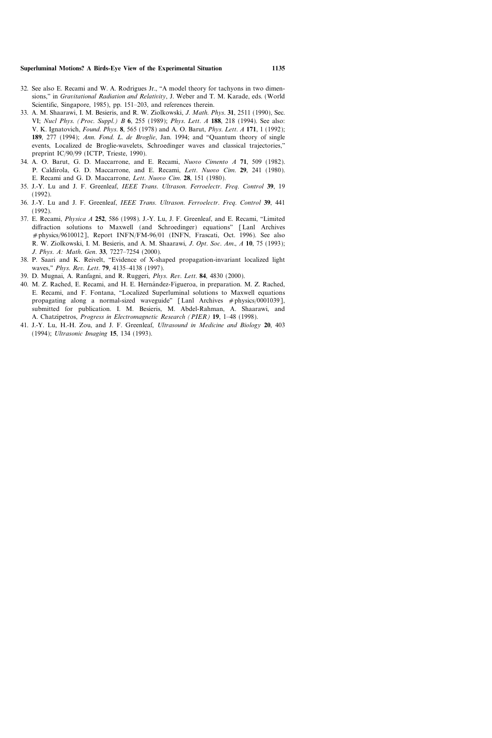32. See also E. Recami and W. A. Rodrigues Jr., "A model theory for tachyons in two dimensions," in *Gravitational Radiation and Relativity*, J. Weber and T. M. Karade, eds. (World Scientific, Singapore, 1985), pp. 151–203, and references therein.
33. A. M. Shaarawi, I. M. Besieris, and R. W. Ziolkowski, *J. Math. Phys.* **31**, 2511 (1990), Sec. VI; *Nucl Phys. (Proc. Suppl.) B* **6**, 255 (1989); *Phys. Lett. A* **188**, 218 (1994). See also: V. K. Ignatovich, *Found. Phys.* **8**, 565 (1978) and A. O. Barut, *Phys. Lett. A* **171**, 1 (1992); **189**, 277 (1994); *Ann. Fond. L. de Broglie*, Jan. 1994; and "Quantum theory of single events, Localized de Broglie-wavelets, Schroedinger waves and classical trajectories," preprint IC/90/99 (ICTP, Trieste, 1990).
34. A. O. Barut, G. D. Maccarrone, and E. Recami, *Nuovo Cimento A* **71**, 509 (1982). P. Caldirola, G. D. Maccarrone, and E. Recami, *Lett. Nuovo Cim.* **29**, 241 (1980). E. Recami and G. D. Maccarrone, *Lett. Nuovo Cim.* **28**, 151 (1980).
35. J.-Y. Lu and J. F. Greenleaf, *IEEE Trans. Ultrason. Ferroelectr. Freq. Control* **39**, 19 (1992).
36. J.-Y. Lu and J. F. Greenleaf, *IEEE Trans. Ultrason. Ferroelectr. Freq. Control* **39**, 441 (1992).
37. E. Recami, *Physica A* **252**, 586 (1998). J.-Y. Lu, J. F. Greenleaf, and E. Recami, "Limited diffraction solutions to Maxwell (and Schroedinger) equations" [Lanl Archives #physics/9610012], Report INFN/FM-96/01 (INFN, Frascati, Oct. 1996). See also R. W. Ziolkowski, I. M. Besieris, and A. M. Shaarawi, *J. Opt. Soc. Am., A* **10**, 75 (1993); *J. Phys. A: Math. Gen.* **33**, 7227–7254 (2000).
38. P. Saari and K. Reivelt, "Evidence of X-shaped propagation-invariant localized light waves," *Phys. Rev. Lett.* **79**, 4135–4138 (1997).
39. D. Mugnai, A. Ranfagni, and R. Ruggeri, *Phys. Rev. Lett.* **84**, 4830 (2000).
40. M. Z. Rached, E. Recami, and H. E. Hernández-Figueroa, in preparation. M. Z. Rached, E. Recami, and F. Fontana, "Localized Superluminal solutions to Maxwell equations propagating along a normal-sized waveguide" [Lanl Archives #physics/0001039], submitted for publication. I. M. Besieris, M. Abdel-Rahman, A. Shaarawi, and A. Chatzipetros, *Progress in Electromagnetic Research (PIER)* **19**, 1–48 (1998).
41. J.-Y. Lu, H.-H. Zou, and J. F. Greenleaf, *Ultrasound in Medicine and Biology* **20**, 403 (1994); *Ultrasonic Imaging* **15**, 134 (1993).